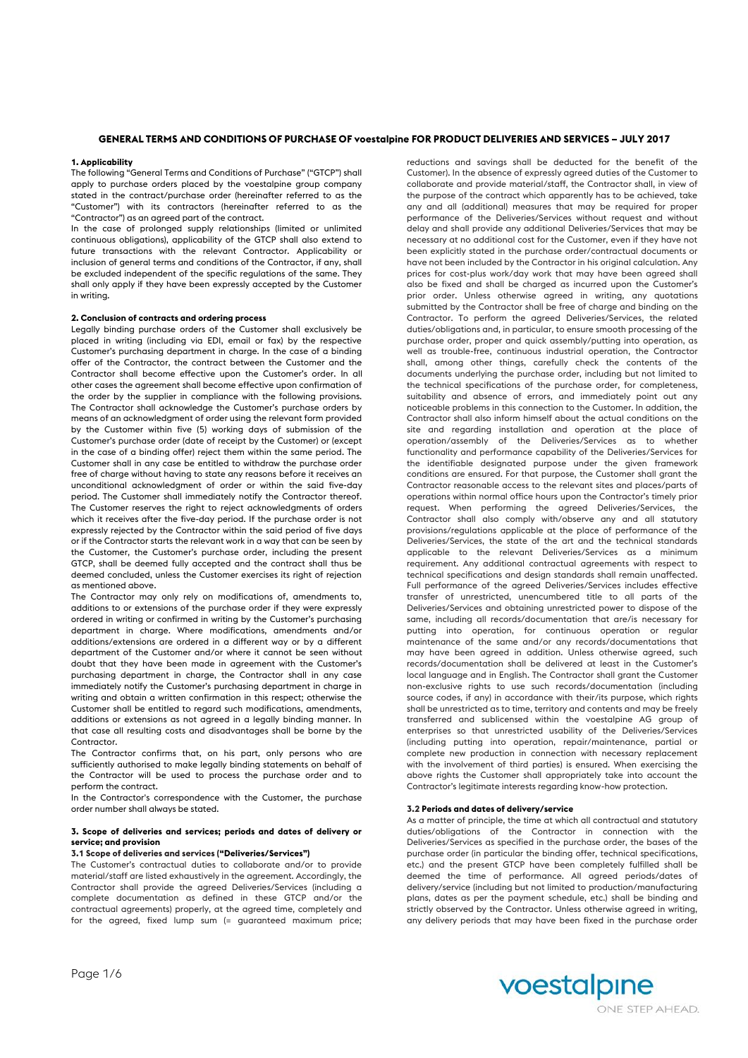# GENERAL TERMS AND CONDITIONS OF PURCHASE OF voestalpine FOR PRODUCT DELIVERIES AND SERVICES – JULY 2017

## 1. Applicability

The following "General Terms and Conditions of Purchase" ("GTCP") shall apply to purchase orders placed by the voestalpine group company stated in the contract/purchase order (hereinafter referred to as the "Customer") with its contractors (hereinafter referred to as the "Contractor") as an agreed part of the contract.

In the case of prolonged supply relationships (limited or unlimited continuous obligations), applicability of the GTCP shall also extend to future transactions with the relevant Contractor. Applicability or inclusion of general terms and conditions of the Contractor, if any, shall be excluded independent of the specific regulations of the same. They shall only apply if they have been expressly accepted by the Customer in writing.

## 2. Conclusion of contracts and ordering process

Legally binding purchase orders of the Customer shall exclusively be placed in writing (including via EDI, email or fax) by the respective Customer's purchasing department in charge. In the case of a binding offer of the Contractor, the contract between the Customer and the Contractor shall become effective upon the Customer's order. In all other cases the agreement shall become effective upon confirmation of the order by the supplier in compliance with the following provisions. The Contractor shall acknowledge the Customer's purchase orders by means of an acknowledgment of order using the relevant form provided by the Customer within five (5) working days of submission of the Customer's purchase order (date of receipt by the Customer) or (except in the case of a binding offer) reject them within the same period. The Customer shall in any case be entitled to withdraw the purchase order free of charge without having to state any reasons before it receives an unconditional acknowledgment of order or within the said five-day period. The Customer shall immediately notify the Contractor thereof. The Customer reserves the right to reject acknowledgments of orders which it receives after the five-day period. If the purchase order is not expressly rejected by the Contractor within the said period of five days or if the Contractor starts the relevant work in a way that can be seen by the Customer, the Customer's purchase order, including the present GTCP, shall be deemed fully accepted and the contract shall thus be deemed concluded, unless the Customer exercises its right of rejection as mentioned above.

The Contractor may only rely on modifications of, amendments to, additions to or extensions of the purchase order if they were expressly ordered in writing or confirmed in writing by the Customer's purchasing department in charge. Where modifications, amendments and/or additions/extensions are ordered in a different way or by a different department of the Customer and/or where it cannot be seen without doubt that they have been made in agreement with the Customer's purchasing department in charge, the Contractor shall in any case immediately notify the Customer's purchasing department in charge in writing and obtain a written confirmation in this respect; otherwise the Customer shall be entitled to regard such modifications, amendments, additions or extensions as not agreed in a legally binding manner. In that case all resulting costs and disadvantages shall be borne by the Contractor.

The Contractor confirms that, on his part, only persons who are sufficiently authorised to make legally binding statements on behalf of the Contractor will be used to process the purchase order and to perform the contract.

In the Contractor's correspondence with the Customer, the purchase order number shall always be stated.

## 3. Scope of deliveries and services; periods and dates of delivery or service; and provision

### 3.1 Scope of deliveries and services ("Deliveries/Services")

The Customer's contractual duties to collaborate and/or to provide material/staff are listed exhaustively in the agreement. Accordingly, the Contractor shall provide the agreed Deliveries/Services (including a complete documentation as defined in these GTCP and/or the contractual agreements) properly, at the agreed time, completely and for the agreed, fixed lump sum (= guaranteed maximum price; reductions and savings shall be deducted for the benefit of the Customer). In the absence of expressly agreed duties of the Customer to collaborate and provide material/staff, the Contractor shall, in view of the purpose of the contract which apparently has to be achieved, take any and all (additional) measures that may be required for proper performance of the Deliveries/Services without request and without delay and shall provide any additional Deliveries/Services that may be necessary at no additional cost for the Customer, even if they have not been explicitly stated in the purchase order/contractual documents or have not been included by the Contractor in his original calculation. Any prices for cost-plus work/day work that may have been agreed shall also be fixed and shall be charged as incurred upon the Customer's prior order. Unless otherwise agreed in writing, any quotations submitted by the Contractor shall be free of charge and binding on the Contractor. To perform the agreed Deliveries/Services, the related duties/obligations and, in particular, to ensure smooth processing of the purchase order, proper and quick assembly/putting into operation, as well as trouble-free, continuous industrial operation, the Contractor shall, among other things, carefully check the contents of the documents underlying the purchase order, including but not limited to the technical specifications of the purchase order, for completeness, suitability and absence of errors, and immediately point out any noticeable problems in this connection to the Customer. In addition, the Contractor shall also inform himself about the actual conditions on the site and regarding installation and operation at the place of operation/assembly of the Deliveries/Services as to whether functionality and performance capability of the Deliveries/Services for the identifiable designated purpose under the given framework conditions are ensured. For that purpose, the Customer shall grant the Contractor reasonable access to the relevant sites and places/parts of operations within normal office hours upon the Contractor's timely prior request. When performing the agreed Deliveries/Services, the Contractor shall also comply with/observe any and all statutory provisions/regulations applicable at the place of performance of the Deliveries/Services, the state of the art and the technical standards applicable to the relevant Deliveries/Services as a minimum requirement. Any additional contractual agreements with respect to technical specifications and design standards shall remain unaffected. Full performance of the agreed Deliveries/Services includes effective transfer of unrestricted, unencumbered title to all parts of the Deliveries/Services and obtaining unrestricted power to dispose of the same, including all records/documentation that are/is necessary for putting into operation, for continuous operation or regular maintenance of the same and/or any records/documentations that may have been agreed in addition. Unless otherwise agreed, such records/documentation shall be delivered at least in the Customer's local language and in English. The Contractor shall grant the Customer non-exclusive rights to use such records/documentation (including source codes, if any) in accordance with their/its purpose, which rights shall be unrestricted as to time, territory and contents and may be freely transferred and sublicensed within the voestalpine AG group of enterprises so that unrestricted usability of the Deliveries/Services (including putting into operation, repair/maintenance, partial or complete new production in connection with necessary replacement with the involvement of third parties) is ensured. When exercising the above rights the Customer shall appropriately take into account the Contractor's legitimate interests regarding know-how protection.

### 3.2 Periods and dates of delivery/service

As a matter of principle, the time at which all contractual and statutory duties/obligations of the Contractor in connection with the Deliveries/Services as specified in the purchase order, the bases of the purchase order (in particular the binding offer, technical specifications, etc.) and the present GTCP have been completely fulfilled shall be deemed the time of performance. All agreed periods/dates of delivery/service (including but not limited to production/manufacturing plans, dates as per the payment schedule, etc.) shall be binding and strictly observed by the Contractor. Unless otherwise agreed in writing, any delivery periods that may have been fixed in the purchase order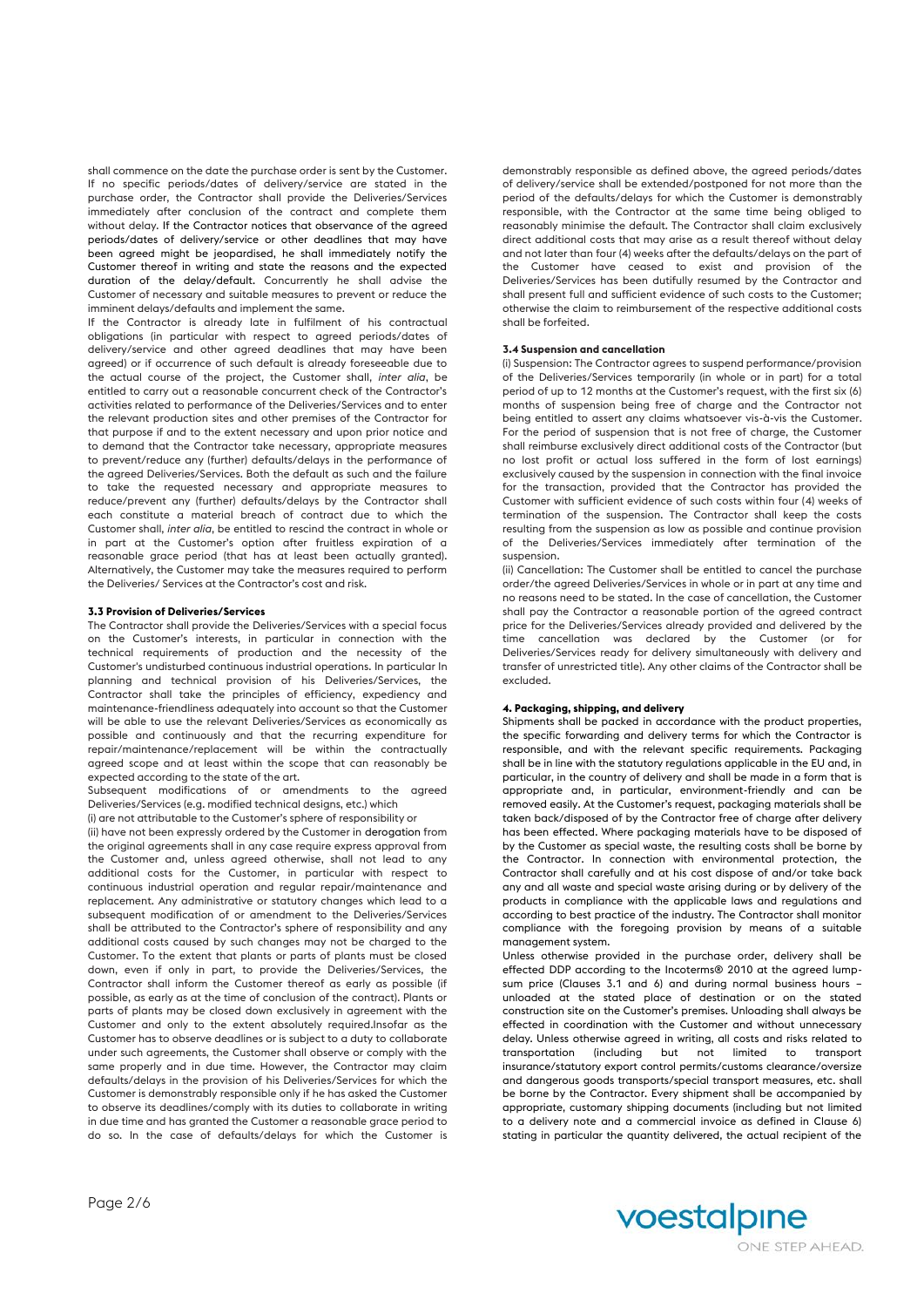shall commence on the date the purchase order is sent by the Customer. If no specific periods/dates of delivery/service are stated in the purchase order, the Contractor shall provide the Deliveries/Services immediately after conclusion of the contract and complete them without delay. If the Contractor notices that observance of the agreed periods/dates of delivery/service or other deadlines that may have been agreed might be jeopardised, he shall immediately notify the Customer thereof in writing and state the reasons and the expected duration of the delay/default. Concurrently he shall advise the Customer of necessary and suitable measures to prevent or reduce the imminent delays/defaults and implement the same.

If the Contractor is already late in fulfilment of his contractual obligations (in particular with respect to agreed periods/dates of delivery/service and other agreed deadlines that may have been agreed) or if occurrence of such default is already foreseeable due to the actual course of the project, the Customer shall, *inter alia*, be entitled to carry out a reasonable concurrent check of the Contractor's activities related to performance of the Deliveries/Services and to enter the relevant production sites and other premises of the Contractor for that purpose if and to the extent necessary and upon prior notice and to demand that the Contractor take necessary, appropriate measures to prevent/reduce any (further) defaults/delays in the performance of the agreed Deliveries/Services. Both the default as such and the failure to take the requested necessary and appropriate measures to reduce/prevent any (further) defaults/delays by the Contractor shall each constitute a material breach of contract due to which the Customer shall, *inter alia*, be entitled to rescind the contract in whole or in part at the Customer's option after fruitless expiration of a reasonable grace period (that has at least been actually granted). Alternatively, the Customer may take the measures required to perform the Deliveries/ Services at the Contractor's cost and risk.

**3.3 Provision of Deliveries/Services**

The Contractor shall provide the Deliveries/Services with a special focus on the Customer's interests, in particular in connection with the technical requirements of production and the necessity of the Customer's undisturbed continuous industrial operations. In particular In planning and technical provision of his Deliveries/Services, the Contractor shall take the principles of efficiency, expediency and maintenance-friendliness adequately into account so that the Customer will be able to use the relevant Deliveries/Services as economically as possible and continuously and that the recurring expenditure for repair/maintenance/replacement will be within the contractually agreed scope and at least within the scope that can reasonably be expected according to the state of the art.

Subsequent modifications of or amendments to the agreed Deliveries/Services (e.g. modified technical designs, etc.) which

(i) are not attributable to the Customer's sphere of responsibility or

(ii) have not been expressly ordered by the Customer in derogation from the original agreements shall in any case require express approval from the Customer and, unless agreed otherwise, shall not lead to any additional costs for the Customer, in particular with respect to continuous industrial operation and regular repair/maintenance and replacement. Any administrative or statutory changes which lead to a subsequent modification of or amendment to the Deliveries/Services shall be attributed to the Contractor's sphere of responsibility and any additional costs caused by such changes may not be charged to the Customer. To the extent that plants or parts of plants must be closed down, even if only in part, to provide the Deliveries/Services, the Contractor shall inform the Customer thereof as early as possible (if possible, as early as at the time of conclusion of the contract). Plants or parts of plants may be closed down exclusively in agreement with the Customer and only to the extent absolutely required.Insofar as the Customer has to observe deadlines or is subject to a duty to collaborate under such agreements, the Customer shall observe or comply with the same properly and in due time. However, the Contractor may claim defaults/delays in the provision of his Deliveries/Services for which the Customer is demonstrably responsible only if he has asked the Customer to observe its deadlines/comply with its duties to collaborate in writing in due time and has granted the Customer a reasonable grace period to do so. In the case of defaults/delays for which the Customer is demonstrably responsible as defined above, the agreed periods/dates of delivery/service shall be extended/postponed for not more than the period of the defaults/delays for which the Customer is demonstrably responsible, with the Contractor at the same time being obliged to reasonably minimise the default. The Contractor shall claim exclusively direct additional costs that may arise as a result thereof without delay and not later than four (4) weeks after the defaults/delays on the part of the Customer have ceased to exist and provision of the Deliveries/Services has been dutifully resumed by the Contractor and shall present full and sufficient evidence of such costs to the Customer; otherwise the claim to reimbursement of the respective additional costs shall be forfeited.

**3.4 Suspension and cancellation**

(i) Suspension: The Contractor agrees to suspend performance/provision of the Deliveries/Services temporarily (in whole or in part) for a total period of up to 12 months at the Customer's request, with the first six (6) months of suspension being free of charge and the Contractor not being entitled to assert any claims whatsoever vis-à-vis the Customer. For the period of suspension that is not free of charge, the Customer shall reimburse exclusively direct additional costs of the Contractor (but no lost profit or actual loss suffered in the form of lost earnings) exclusively caused by the suspension in connection with the final invoice for the transaction, provided that the Contractor has provided the Customer with sufficient evidence of such costs within four (4) weeks of termination of the suspension. The Contractor shall keep the costs resulting from the suspension as low as possible and continue provision of the Deliveries/Services immediately after termination of the suspension.

(ii) Cancellation: The Customer shall be entitled to cancel the purchase order/the agreed Deliveries/Services in whole or in part at any time and no reasons need to be stated. In the case of cancellation, the Customer shall pay the Contractor a reasonable portion of the agreed contract price for the Deliveries/Services already provided and delivered by the time cancellation was declared by the Customer (or for Deliveries/Services ready for delivery simultaneously with delivery and transfer of unrestricted title). Any other claims of the Contractor shall be excluded.

**4. Packaging, shipping, and delivery**

Shipments shall be packed in accordance with the product properties, the specific forwarding and delivery terms for which the Contractor is responsible, and with the relevant specific requirements. Packaging shall be in line with the statutory regulations applicable in the EU and, in particular, in the country of delivery and shall be made in a form that is appropriate and, in particular, environment-friendly and can be removed easily. At the Customer's request, packaging materials shall be taken back/disposed of by the Contractor free of charge after delivery has been effected. Where packaging materials have to be disposed of by the Customer as special waste, the resulting costs shall be borne by the Contractor. In connection with environmental protection, the Contractor shall carefully and at his cost dispose of and/or take back any and all waste and special waste arising during or by delivery of the products in compliance with the applicable laws and regulations and according to best practice of the industry. The Contractor shall monitor compliance with the foregoing provision by means of a suitable management system.

Unless otherwise provided in the purchase order, delivery shall be effected DDP according to the Incoterms® 2010 at the agreed lump-sum price (Clauses 3.1 and 6) and during normal business hours – unloaded at the stated place of destination or on the stated construction site on the Customer's premises. Unloading shall always be effected in coordination with the Customer and without unnecessary delay. Unless otherwise agreed in writing, all costs and risks related to transportation (including but not limited to transport insurance/statutory export control permits/customs clearance/oversize and dangerous goods transports/special transport measures, etc. shall be borne by the Contractor. Every shipment shall be accompanied by appropriate, customary shipping documents (including but not limited to a delivery note and a commercial invoice as defined in Clause 6) stating in particular the quantity delivered, the actual recipient of the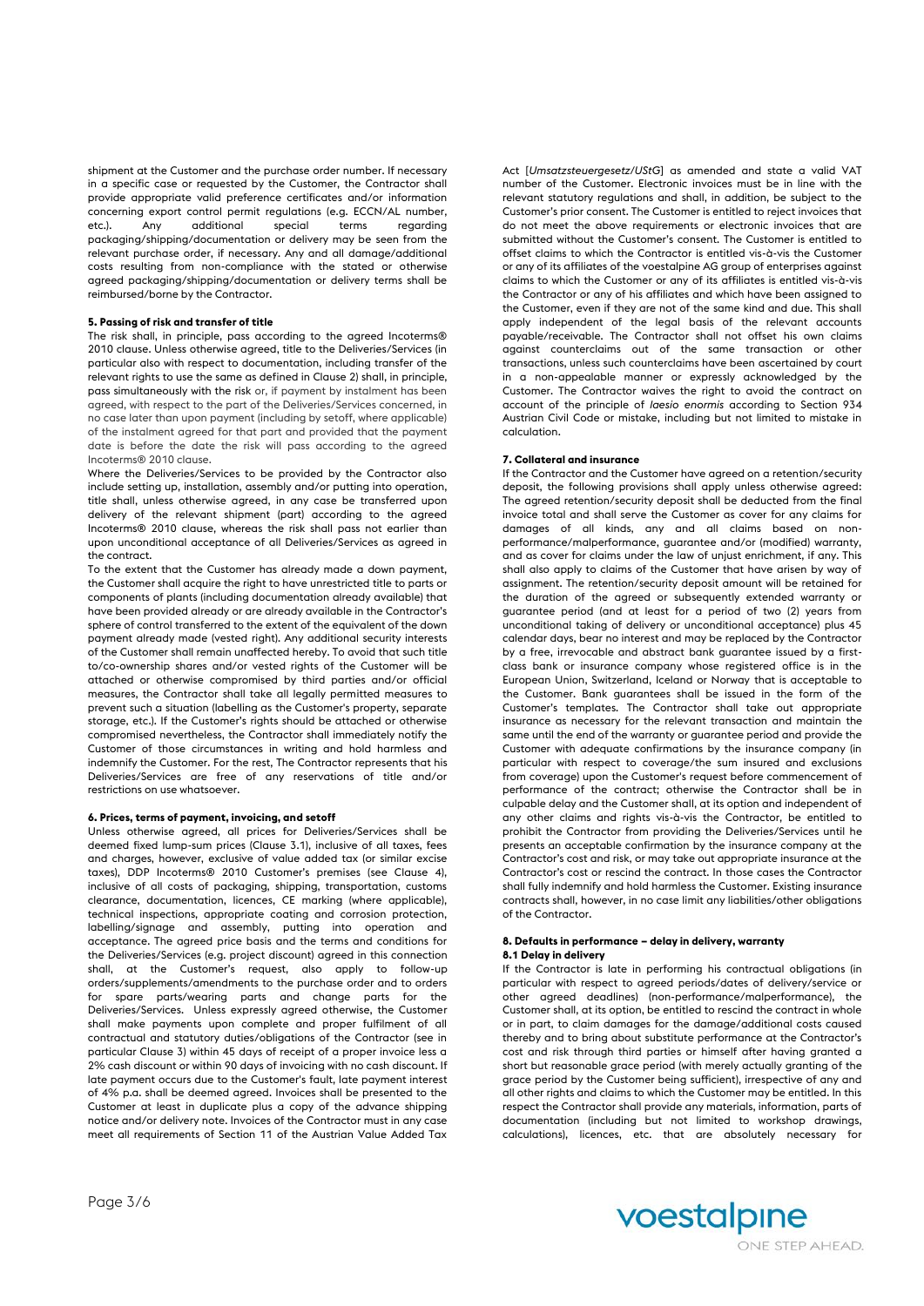shipment at the Customer and the purchase order number. If necessary in a specific case or requested by the Customer, the Contractor shall provide appropriate valid preference certificates and/or information concerning export control permit regulations (e.g. ECCN/AL number, etc.). Any additional special terms regarding packaging/shipping/documentation or delivery may be seen from the relevant purchase order, if necessary. Any and all damage/additional costs resulting from non-compliance with the stated or otherwise agreed packaging/shipping/documentation or delivery terms shall be reimbursed/borne by the Contractor.

**5. Passing of risk and transfer of title**

The risk shall, in principle, pass according to the agreed Incoterms® 2010 clause. Unless otherwise agreed, title to the Deliveries/Services (in particular also with respect to documentation, including transfer of the relevant rights to use the same as defined in Clause 2) shall, in principle, pass simultaneously with the risk or, if payment by instalment has been agreed, with respect to the part of the Deliveries/Services concerned, in no case later than upon payment (including by setoff, where applicable) of the instalment agreed for that part and provided that the payment date is before the date the risk will pass according to the agreed Incoterms® 2010 clause.

Where the Deliveries/Services to be provided by the Contractor also include setting up, installation, assembly and/or putting into operation, title shall, unless otherwise agreed, in any case be transferred upon delivery of the relevant shipment (part) according to the agreed Incoterms® 2010 clause, whereas the risk shall pass not earlier than upon unconditional acceptance of all Deliveries/Services as agreed in the contract.

To the extent that the Customer has already made a down payment, the Customer shall acquire the right to have unrestricted title to parts or components of plants (including documentation already available) that have been provided already or are already available in the Contractor's sphere of control transferred to the extent of the equivalent of the down payment already made (vested right). Any additional security interests of the Customer shall remain unaffected hereby. To avoid that such title to/co-ownership shares and/or vested rights of the Customer will be attached or otherwise compromised by third parties and/or official measures, the Contractor shall take all legally permitted measures to prevent such a situation (labelling as the Customer's property, separate storage, etc.). If the Customer's rights should be attached or otherwise compromised nevertheless, the Contractor shall immediately notify the Customer of those circumstances in writing and hold harmless and indemnify the Customer. For the rest, The Contractor represents that his Deliveries/Services are free of any reservations of title and/or restrictions on use whatsoever.

**6. Prices, terms of payment, invoicing, and setoff**

Unless otherwise agreed, all prices for Deliveries/Services shall be deemed fixed lump-sum prices (Clause 3.1), inclusive of all taxes, fees and charges, however, exclusive of value added tax (or similar excise taxes), DDP Incoterms® 2010 Customer's premises (see Clause 4), inclusive of all costs of packaging, shipping, transportation, customs clearance, documentation, licences, CE marking (where applicable), technical inspections, appropriate coating and corrosion protection, labelling/signage and assembly, putting into operation and acceptance. The agreed price basis and the terms and conditions for the Deliveries/Services (e.g. project discount) agreed in this connection shall, at the Customer's request, also apply to follow-up orders/supplements/amendments to the purchase order and to orders for spare parts/wearing parts and change parts for the Deliveries/Services. Unless expressly agreed otherwise, the Customer shall make payments upon complete and proper fulfilment of all contractual and statutory duties/obligations of the Contractor (see in particular Clause 3) within 45 days of receipt of a proper invoice less a 2% cash discount or within 90 days of invoicing with no cash discount. If late payment occurs due to the Customer's fault, late payment interest of 4% p.a. shall be deemed agreed. Invoices shall be presented to the Customer at least in duplicate plus a copy of the advance shipping notice and/or delivery note. Invoices of the Contractor must in any case meet all requirements of Section 11 of the Austrian Value Added Tax Act [*Umsatzsteuergesetz/UStG*] as amended and state a valid VAT number of the Customer. Electronic invoices must be in line with the relevant statutory regulations and shall, in addition, be subject to the Customer's prior consent. The Customer is entitled to reject invoices that do not meet the above requirements or electronic invoices that are submitted without the Customer's consent. The Customer is entitled to offset claims to which the Contractor is entitled vis-à-vis the Customer or any of its affiliates of the voestalpine AG group of enterprises against claims to which the Customer or any of its affiliates is entitled vis-à-vis the Contractor or any of his affiliates and which have been assigned to the Customer, even if they are not of the same kind and due. This shall apply independent of the legal basis of the relevant accounts payable/receivable. The Contractor shall not offset his own claims against counterclaims out of the same transaction or other transactions, unless such counterclaims have been ascertained by court in a non-appealable manner or expressly acknowledged by the Customer. The Contractor waives the right to avoid the contract on account of the principle of *laesio enormis* according to Section 934 Austrian Civil Code or mistake, including but not limited to mistake in calculation.

**7. Collateral and insurance**

If the Contractor and the Customer have agreed on a retention/security deposit, the following provisions shall apply unless otherwise agreed: The agreed retention/security deposit shall be deducted from the final invoice total and shall serve the Customer as cover for any claims for damages of all kinds, any and all claims based on non-performance/malperformance, guarantee and/or (modified) warranty, and as cover for claims under the law of unjust enrichment, if any. This shall also apply to claims of the Customer that have arisen by way of assignment. The retention/security deposit amount will be retained for the duration of the agreed or subsequently extended warranty or guarantee period (and at least for a period of two (2) years from unconditional taking of delivery or unconditional acceptance) plus 45 calendar days, bear no interest and may be replaced by the Contractor by a free, irrevocable and abstract bank guarantee issued by a first-class bank or insurance company whose registered office is in the European Union, Switzerland, Iceland or Norway that is acceptable to the Customer. Bank guarantees shall be issued in the form of the Customer's templates. The Contractor shall take out appropriate insurance as necessary for the relevant transaction and maintain the same until the end of the warranty or guarantee period and provide the Customer with adequate confirmations by the insurance company (in particular with respect to coverage/the sum insured and exclusions from coverage) upon the Customer's request before commencement of performance of the contract; otherwise the Contractor shall be in culpable delay and the Customer shall, at its option and independent of any other claims and rights vis-à-vis the Contractor, be entitled to prohibit the Contractor from providing the Deliveries/Services until he presents an acceptable confirmation by the insurance company at the Contractor's cost and risk, or may take out appropriate insurance at the Contractor's cost or rescind the contract. In those cases the Contractor shall fully indemnify and hold harmless the Customer. Existing insurance contracts shall, however, in no case limit any liabilities/other obligations of the Contractor.

**8. Defaults in performance – delay in delivery, warranty**

**8.1 Delay in delivery**

If the Contractor is late in performing his contractual obligations (in particular with respect to agreed periods/dates of delivery/service or other agreed deadlines) (non-performance/malperformance), the Customer shall, at its option, be entitled to rescind the contract in whole or in part, to claim damages for the damage/additional costs caused thereby and to bring about substitute performance at the Contractor's cost and risk through third parties or himself after having granted a short but reasonable grace period (with merely actually granting of the grace period by the Customer being sufficient), irrespective of any and all other rights and claims to which the Customer may be entitled. In this respect the Contractor shall provide any materials, information, parts of documentation (including but not limited to workshop drawings, calculations), licences, etc. that are absolutely necessary for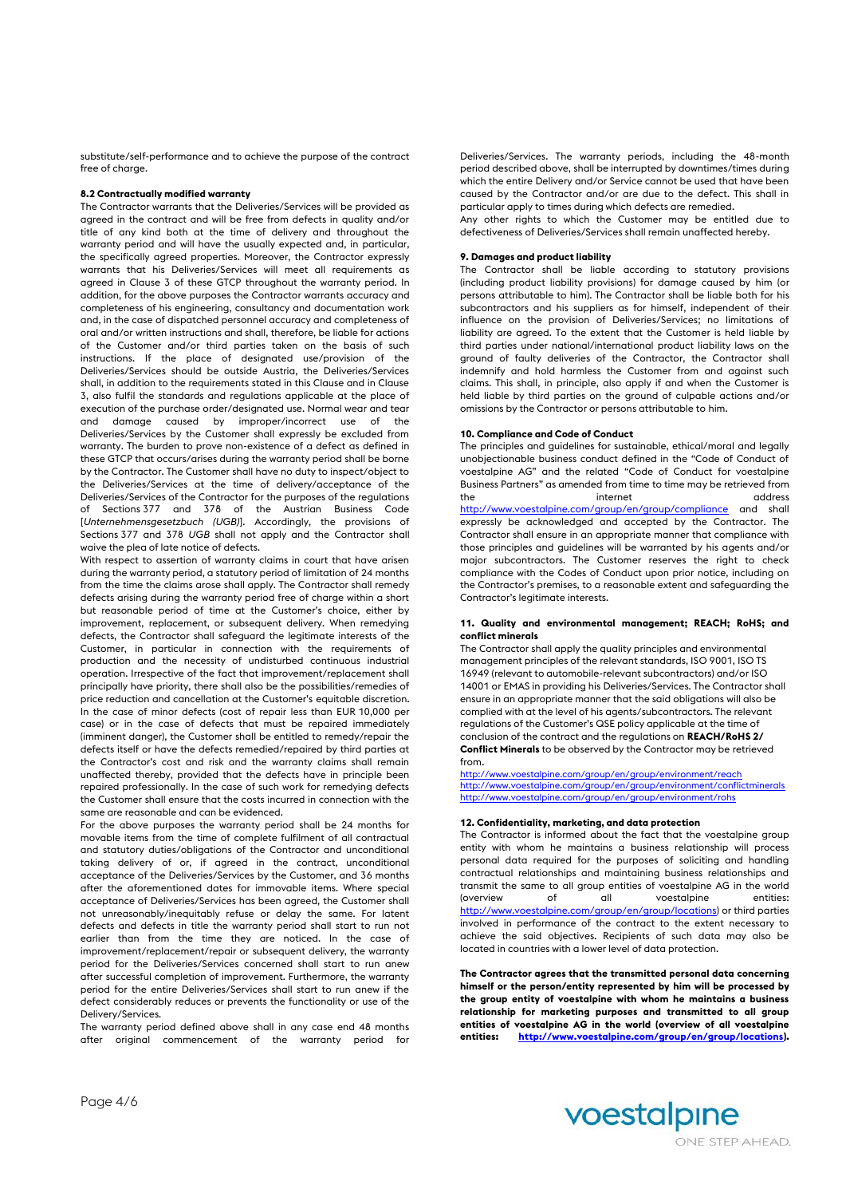substitute/self-performance and to achieve the purpose of the contract free of charge.

### 8.2 Contractually modified warranty

The Contractor warrants that the Deliveries/Services will be provided as agreed in the contract and will be free from defects in quality and/or title of any kind both at the time of delivery and throughout the warranty period and will have the usually expected and, in particular, the specifically agreed properties. Moreover, the Contractor expressly warrants that his Deliveries/Services will meet all requirements as agreed in Clause 3 of these GTCP throughout the warranty period. In addition, for the above purposes the Contractor warrants accuracy and completeness of his engineering, consultancy and documentation work and, in the case of dispatched personnel accuracy and completeness of oral and/or written instructions and shall, therefore, be liable for actions of the Customer and/or third parties taken on the basis of such instructions. If the place of designated use/provision of the Deliveries/Services should be outside Austria, the Deliveries/Services shall, in addition to the requirements stated in this Clause and in Clause 3, also fulfil the standards and regulations applicable at the place of execution of the purchase order/designated use. Normal wear and tear and damage caused by improper/incorrect use of the Deliveries/Services by the Customer shall expressly be excluded from warranty. The burden to prove non-existence of a defect as defined in these GTCP that occurs/arises during the warranty period shall be borne by the Contractor. The Customer shall have no duty to inspect/object to the Deliveries/Services at the time of delivery/acceptance of the Deliveries/Services of the Contractor for the purposes of the regulations of Sections 377 and 378 of the Austrian Business Code [*Unternehmensgesetzbuch (UGB)*]. Accordingly, the provisions of Sections 377 and 378 *UGB* shall not apply and the Contractor shall waive the plea of late notice of defects.

With respect to assertion of warranty claims in court that have arisen during the warranty period, a statutory period of limitation of 24 months from the time the claims arose shall apply. The Contractor shall remedy defects arising during the warranty period free of charge within a short but reasonable period of time at the Customer's choice, either by improvement, replacement, or subsequent delivery. When remedying defects, the Contractor shall safeguard the legitimate interests of the Customer, in particular in connection with the requirements of production and the necessity of undisturbed continuous industrial operation. Irrespective of the fact that improvement/replacement shall principally have priority, there shall also be the possibilities/remedies of price reduction and cancellation at the Customer's equitable discretion. In the case of minor defects (cost of repair less than EUR 10,000 per case) or in the case of defects that must be repaired immediately (imminent danger), the Customer shall be entitled to remedy/repair the defects itself or have the defects remedied/repaired by third parties at the Contractor's cost and risk and the warranty claims shall remain unaffected thereby, provided that the defects have in principle been repaired professionally. In the case of such work for remedying defects the Customer shall ensure that the costs incurred in connection with the same are reasonable and can be evidenced.

For the above purposes the warranty period shall be 24 months for movable items from the time of complete fulfilment of all contractual and statutory duties/obligations of the Contractor and unconditional taking delivery of or, if agreed in the contract, unconditional acceptance of the Deliveries/Services by the Customer, and 36 months after the aforementioned dates for immovable items. Where special acceptance of Deliveries/Services has been agreed, the Customer shall not unreasonably/inequitably refuse or delay the same. For latent defects and defects in title the warranty period shall start to run not earlier than from the time they are noticed. In the case of improvement/replacement/repair or subsequent delivery, the warranty period for the Deliveries/Services concerned shall start to run anew after successful completion of improvement. Furthermore, the warranty period for the entire Deliveries/Services shall start to run anew if the defect considerably reduces or prevents the functionality or use of the Delivery/Services.

The warranty period defined above shall in any case end 48 months after original commencement of the warranty period for Deliveries/Services. The warranty periods, including the 48-month period described above, shall be interrupted by downtimes/times during which the entire Delivery and/or Service cannot be used that have been caused by the Contractor and/or are due to the defect. This shall in particular apply to times during which defects are remedied.

Any other rights to which the Customer may be entitled due to defectiveness of Deliveries/Services shall remain unaffected hereby.

### 9. Damages and product liability

The Contractor shall be liable according to statutory provisions (including product liability provisions) for damage caused by him (or persons attributable to him). The Contractor shall be liable both for his subcontractors and his suppliers as for himself, independent of their influence on the provision of Deliveries/Services; no limitations of liability are agreed. To the extent that the Customer is held liable by third parties under national/international product liability laws on the ground of faulty deliveries of the Contractor, the Contractor shall indemnify and hold harmless the Customer from and against such claims. This shall, in principle, also apply if and when the Customer is held liable by third parties on the ground of culpable actions and/or omissions by the Contractor or persons attributable to him.

### 10. Compliance and Code of Conduct

The principles and guidelines for sustainable, ethical/moral and legally unobjectionable business conduct defined in the "Code of Conduct of voestalpine AG" and the related "Code of Conduct for voestalpine Business Partners" as amended from time to time may be retrieved from the internet address http://www.voestalpine.com/group/en/group/compliance and shall expressly be acknowledged and accepted by the Contractor. The Contractor shall ensure in an appropriate manner that compliance with those principles and guidelines will be warranted by his agents and/or major subcontractors. The Customer reserves the right to check compliance with the Codes of Conduct upon prior notice, including on the Contractor's premises, to a reasonable extent and safeguarding the Contractor's legitimate interests.

### 11. Quality and environmental management; REACH; RoHS; and conflict minerals

The Contractor shall apply the quality principles and environmental management principles of the relevant standards, ISO 9001, ISO TS 16949 (relevant to automobile-relevant subcontractors) and/or ISO 14001 or EMAS in providing his Deliveries/Services. The Contractor shall ensure in an appropriate manner that the said obligations will also be complied with at the level of his agents/subcontractors. The relevant regulations of the Customer's QSE policy applicable at the time of conclusion of the contract and the regulations on **REACH/RoHS 2/ Conflict Minerals** to be observed by the Contractor may be retrieved from.

http://www.voestalpine.com/group/en/group/environment/reach
http://www.voestalpine.com/group/en/group/environment/conflictminerals
http://www.voestalpine.com/group/en/group/environment/rohs

### 12. Confidentiality, marketing, and data protection

The Contractor is informed about the fact that the voestalpine group entity with whom he maintains a business relationship will process personal data required for the purposes of soliciting and handling contractual relationships and maintaining business relationships and transmit the same to all group entities of voestalpine AG in the world (overview of all voestalpine entities: http://www.voestalpine.com/group/en/group/locations) or third parties involved in performance of the contract to the extent necessary to achieve the said objectives. Recipients of such data may also be located in countries with a lower level of data protection.

**The Contractor agrees that the transmitted personal data concerning himself or the person/entity represented by him will be processed by the group entity of voestalpine with whom he maintains a business relationship for marketing purposes and transmitted to all group entities of voestalpine AG in the world (overview of all voestalpine entities: http://www.voestalpine.com/group/en/group/locations).**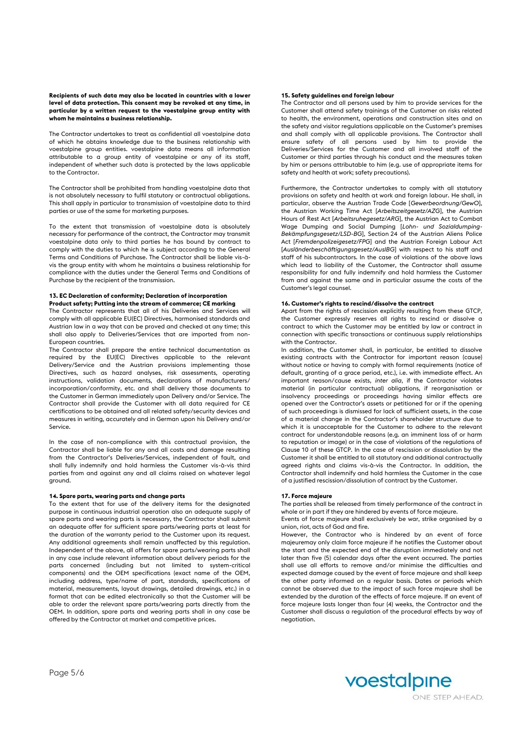**Recipients of such data may also be located in countries with a lower level of data protection. This consent may be revoked at any time, in particular by a written request to the voestalpine group entity with whom he maintains a business relationship.**

The Contractor undertakes to treat as confidential all voestalpine data of which he obtains knowledge due to the business relationship with voestalpine group entities. voestalpine data means all information attributable to a group entity of voestalpine or any of its staff, independent of whether such data is protected by the laws applicable to the Contractor.

The Contractor shall be prohibited from handling voestalpine data that is not absolutely necessary to fulfil statutory or contractual obligations. This shall apply in particular to transmission of voestalpine data to third parties or use of the same for marketing purposes.

To the extent that transmission of voestalpine data is absolutely necessary for performance of the contract, the Contractor may transmit voestalpine data only to third parties he has bound by contract to comply with the duties to which he is subject according to the General Terms and Conditions of Purchase. The Contractor shall be liable vis-à-vis the group entity with whom he maintains a business relationship for compliance with the duties under the General Terms and Conditions of Purchase by the recipient of the transmission.

### 13. EC Declaration of conformity; Declaration of incorporation Product safety; Putting into the stream of commerce; CE marking

The Contractor represents that all of his Deliveries and Services will comply with all applicable EU(EC) Directives, harmonised standards and Austrian law in a way that can be proved and checked at any time; this shall also apply to Deliveries/Services that are imported from non-European countries.

The Contractor shall prepare the entire technical documentation as required by the EU(EC) Directives applicable to the relevant Delivery/Service and the Austrian provisions implementing those Directives, such as hazard analyses, risk assessments, operating instructions, validation documents, declarations of manufacturers/ incorporation/conformity, etc. and shall delivery those documents to the Customer in German immediately upon Delivery and/or Service. The Contractor shall provide the Customer with all data required for CE certifications to be obtained and all related safety/security devices and measures in writing, accurately and in German upon his Delivery and/or Service.

In the case of non-compliance with this contractual provision, the Contractor shall be liable for any and all costs and damage resulting from the Contractor's Deliveries/Services, independent of fault, and shall fully indemnify and hold harmless the Customer vis-à-vis third parties from and against any and all claims raised on whatever legal ground.

### 14. Spare parts, wearing parts and change parts

To the extent that for use of the delivery items for the designated purpose in continuous industrial operation also an adequate supply of spare parts and wearing parts is necessary, the Contractor shall submit an adequate offer for sufficient spare parts/wearing parts at least for the duration of the warranty period to the Customer upon its request. Any additional agreements shall remain unaffected by this regulation. Independent of the above, all offers for spare parts/wearing parts shall in any case include relevant information about delivery periods for the parts concerned (including but not limited to system-critical components) and the OEM specifications (exact name of the OEM, including address, type/name of part, standards, specifications of material, measurements, layout drawings, detailed drawings, etc.) in a format that can be edited electronically so that the Customer will be able to order the relevant spare parts/wearing parts directly from the OEM. In addition, spare parts and wearing parts shall in any case be offered by the Contractor at market and competitive prices.

### 15. Safety guidelines and foreign labour

The Contractor and all persons used by him to provide services for the Customer shall attend safety trainings of the Customer on risks related to health, the environment, operations and construction sites and on the safety and visitor regulations applicable on the Customer's premises and shall comply with all applicable provisions. The Contractor shall ensure safety of all persons used by him to provide the Deliveries/Services for the Customer and all involved staff of the Customer or third parties through his conduct and the measures taken by him or persons attributable to him (e.g. use of appropriate items for safety and health at work; safety precautions).

Furthermore, the Contractor undertakes to comply with all statutory provisions on safety and health at work and foreign labour. He shall, in particular, observe the Austrian Trade Code [*Gewerbeordnung/GewO*], the Austrian Working Time Act [*Arbeitszeitgesetz/AZG*], the Austrian Hours of Rest Act [*Arbeitsruhegesetz/ARG*], the Austrian Act to Combat Wage Dumping and Social Dumping [*Lohn- und Sozialdumping-Bekämpfungsgesetz/LSD-BG*], Section 24 of the Austrian Aliens Police Act [*Fremdenpolizeigesetz/FPG*] and the Austrian Foreign Labour Act [*Ausländerbeschäftigungsgesetz/AuslBG*] with respect to his staff and staff of his subcontractors. In the case of violations of the above laws which lead to liability of the Customer, the Contractor shall assume responsibility for and fully indemnify and hold harmless the Customer from and against the same and in particular assume the costs of the Customer's legal counsel.

### 16. Customer's rights to rescind/dissolve the contract

Apart from the rights of rescission explicitly resulting from these GTCP, the Customer expressly reserves all rights to rescind or dissolve a contract to which the Customer may be entitled by law or contract in connection with specific transactions or continuous supply relationships with the Contractor.

In addition, the Customer shall, in particular, be entitled to dissolve existing contracts with the Contractor for important reason (cause) without notice or having to comply with formal requirements (notice of default, granting of a grace period, etc.), i.e. with immediate effect. An important reason/cause exists, *inter alia*, if the Contractor violates material (in particular contractual) obligations, if reorganisation or insolvency proceedings or proceedings having similar effects are opened over the Contractor's assets or petitioned for or if the opening of such proceedings is dismissed for lack of sufficient assets, in the case of a material change in the Contractor's shareholder structure due to which it is unacceptable for the Customer to adhere to the relevant contract for understandable reasons (e.g. an imminent loss of or harm to reputation or image) or in the case of violations of the regulations of Clause 10 of these GTCP. In the case of rescission or dissolution by the Customer it shall be entitled to all statutory and additional contractually agreed rights and claims vis-à-vis the Contractor. In addition, the Contractor shall indemnify and hold harmless the Customer in the case of a justified rescission/dissolution of contract by the Customer.

### 17. Force majeure

The parties shall be released from timely performance of the contract in whole or in part if they are hindered by events of force majeure.

Events of force majeure shall exclusively be war, strike organised by a union, riot, acts of God and fire.

However, the Contractor who is hindered by an event of force majeuremay only claim force majeure if he notifies the Customer about the start and the expected end of the disruption immediately and not later than five (5) calendar days after the event occurred. The parties shall use all efforts to remove and/or minimise the difficulties and expected damage caused by the event of force majeure and shall keep the other party informed on a regular basis. Dates or periods which cannot be observed due to the impact of such force majeure shall be extended by the duration of the effects of force majeure. If an event of force majeure lasts longer than four (4) weeks, the Contractor and the Customer shall discuss a regulation of the procedural effects by way of negotiation.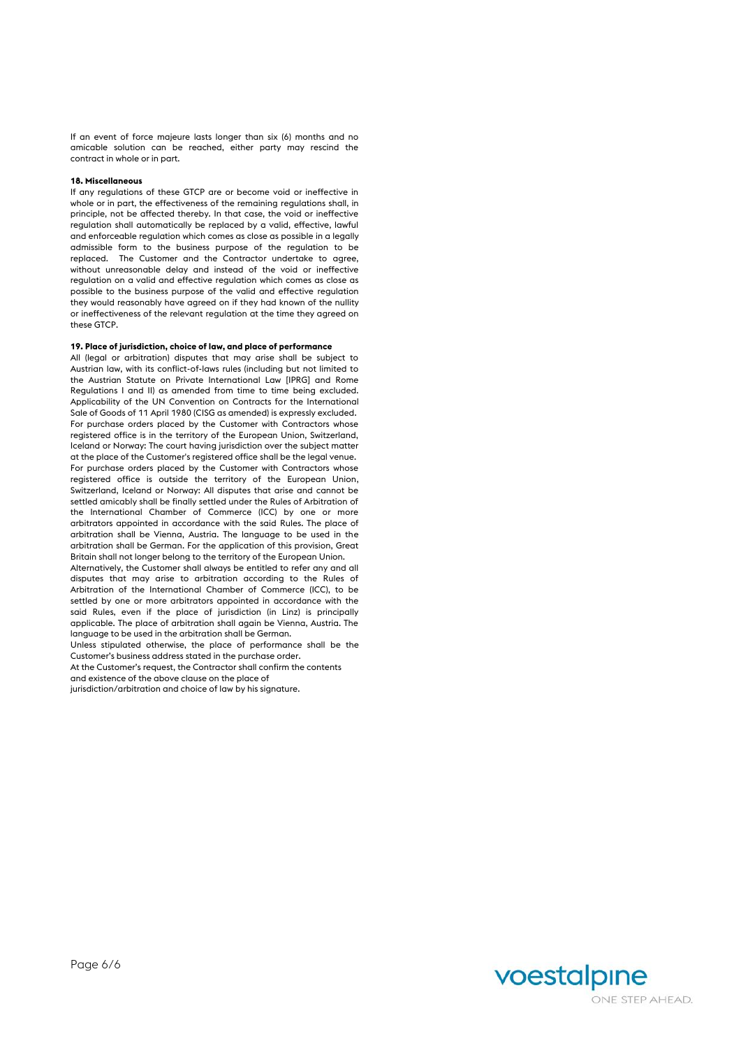If an event of force majeure lasts longer than six (6) months and no amicable solution can be reached, either party may rescind the contract in whole or in part.

**18. Miscellaneous**

If any regulations of these GTCP are or become void or ineffective in whole or in part, the effectiveness of the remaining regulations shall, in principle, not be affected thereby. In that case, the void or ineffective regulation shall automatically be replaced by a valid, effective, lawful and enforceable regulation which comes as close as possible in a legally admissible form to the business purpose of the regulation to be replaced. The Customer and the Contractor undertake to agree, without unreasonable delay and instead of the void or ineffective regulation on a valid and effective regulation which comes as close as possible to the business purpose of the valid and effective regulation they would reasonably have agreed on if they had known of the nullity or ineffectiveness of the relevant regulation at the time they agreed on these GTCP.

**19. Place of jurisdiction, choice of law, and place of performance**

All (legal or arbitration) disputes that may arise shall be subject to Austrian law, with its conflict-of-laws rules (including but not limited to the Austrian Statute on Private International Law [IPRG] and Rome Regulations I and II) as amended from time to time being excluded. Applicability of the UN Convention on Contracts for the International Sale of Goods of 11 April 1980 (CISG as amended) is expressly excluded.
For purchase orders placed by the Customer with Contractors whose registered office is in the territory of the European Union, Switzerland, Iceland or Norway: The court having jurisdiction over the subject matter at the place of the Customer's registered office shall be the legal venue.
For purchase orders placed by the Customer with Contractors whose registered office is outside the territory of the European Union, Switzerland, Iceland or Norway: All disputes that arise and cannot be settled amicably shall be finally settled under the Rules of Arbitration of the International Chamber of Commerce (ICC) by one or more arbitrators appointed in accordance with the said Rules. The place of arbitration shall be Vienna, Austria. The language to be used in the arbitration shall be German. For the application of this provision, Great Britain shall not longer belong to the territory of the European Union.
Alternatively, the Customer shall always be entitled to refer any and all disputes that may arise to arbitration according to the Rules of Arbitration of the International Chamber of Commerce (ICC), to be settled by one or more arbitrators appointed in accordance with the said Rules, even if the place of jurisdiction (in Linz) is principally applicable. The place of arbitration shall again be Vienna, Austria. The language to be used in the arbitration shall be German.
Unless stipulated otherwise, the place of performance shall be the Customer's business address stated in the purchase order.
At the Customer's request, the Contractor shall confirm the contents and existence of the above clause on the place of jurisdiction/arbitration and choice of law by his signature.